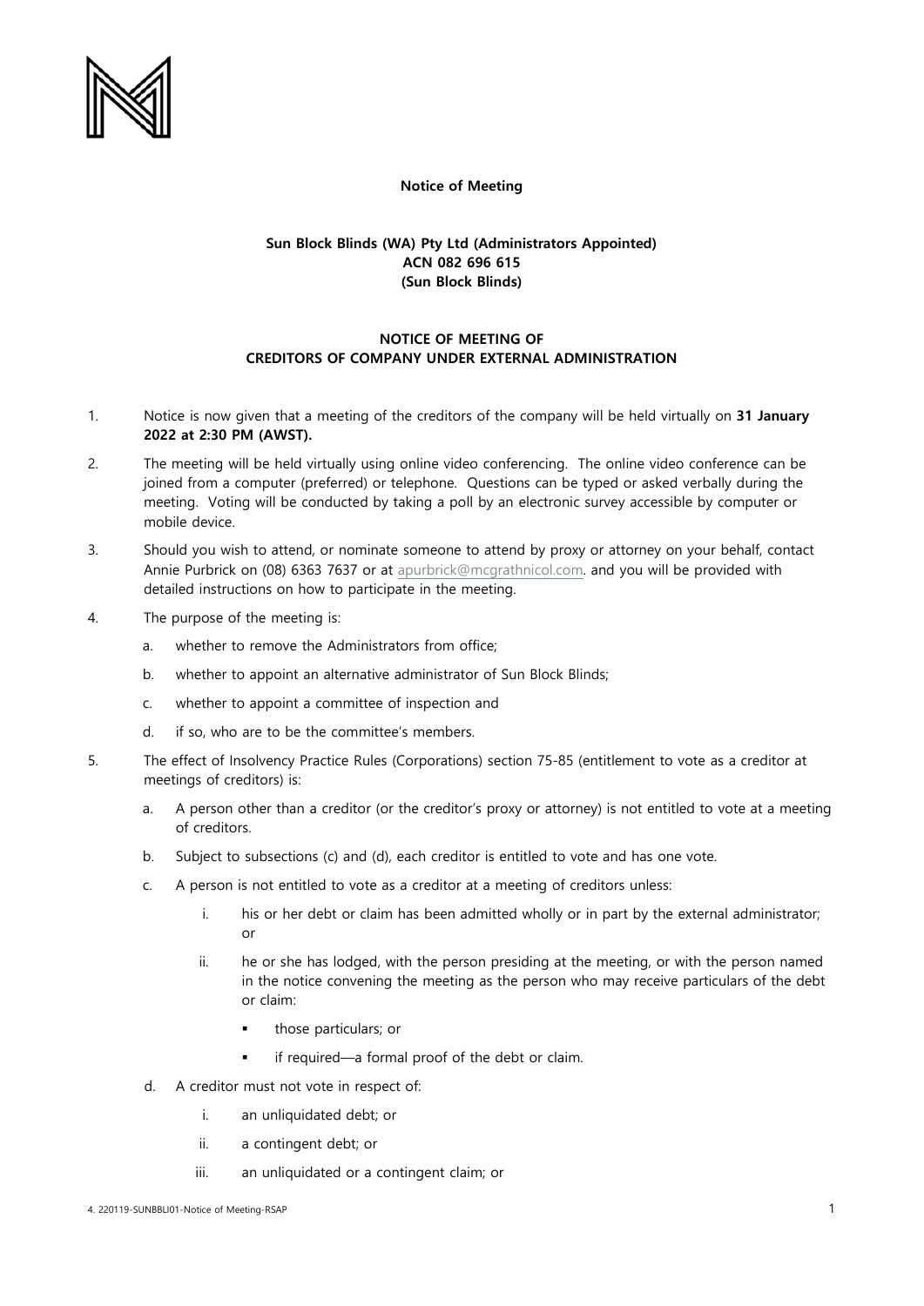**Notice of Meeting**

**Sun Block Blinds (WA) Pty Ltd (Administrators Appointed)**
**ACN 082 696 615**
**(Sun Block Blinds)**

**NOTICE OF MEETING OF**
**CREDITORS OF COMPANY UNDER EXTERNAL ADMINISTRATION**

1. Notice is now given that a meeting of the creditors of the company will be held virtually on **31 January 2022 at 2:30 PM (AWST).**

2. The meeting will be held virtually using online video conferencing. The online video conference can be joined from a computer (preferred) or telephone. Questions can be typed or asked verbally during the meeting. Voting will be conducted by taking a poll by an electronic survey accessible by computer or mobile device.

3. Should you wish to attend, or nominate someone to attend by proxy or attorney on your behalf, contact Annie Purbrick on (08) 6363 7637 or at apurbrick@mcgrathnicol.com. and you will be provided with detailed instructions on how to participate in the meeting.

4. The purpose of the meeting is:
   a. whether to remove the Administrators from office;
   b. whether to appoint an alternative administrator of Sun Block Blinds;
   c. whether to appoint a committee of inspection and
   d. if so, who are to be the committee's members.

5. The effect of Insolvency Practice Rules (Corporations) section 75-85 (entitlement to vote as a creditor at meetings of creditors) is:
   a. A person other than a creditor (or the creditor's proxy or attorney) is not entitled to vote at a meeting of creditors.
   b. Subject to subsections (c) and (d), each creditor is entitled to vote and has one vote.
   c. A person is not entitled to vote as a creditor at a meeting of creditors unless:
      i. his or her debt or claim has been admitted wholly or in part by the external administrator; or
      ii. he or she has lodged, with the person presiding at the meeting, or with the person named in the notice convening the meeting as the person who may receive particulars of the debt or claim:
         - those particulars; or
         - if required—a formal proof of the debt or claim.
   d. A creditor must not vote in respect of:
      i. an unliquidated debt; or
      ii. a contingent debt; or
      iii. an unliquidated or a contingent claim; or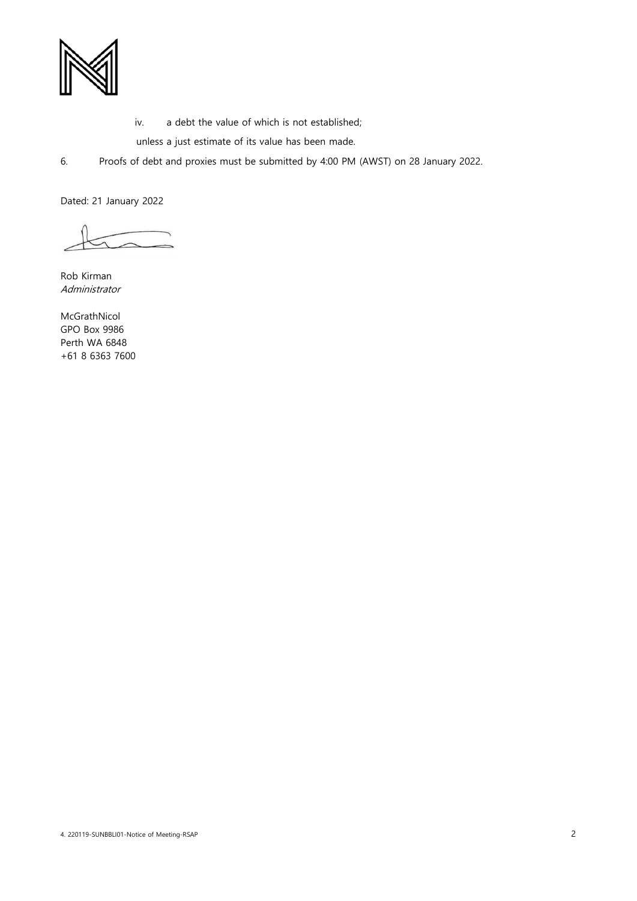iv. a debt the value of which is not established;

unless a just estimate of its value has been made.

6. Proofs of debt and proxies must be submitted by 4:00 PM (AWST) on 28 January 2022.

Dated: 21 January 2022

Rob Kirman
*Administrator*

McGrathNicol
GPO Box 9986
Perth WA 6848
+61 8 6363 7600